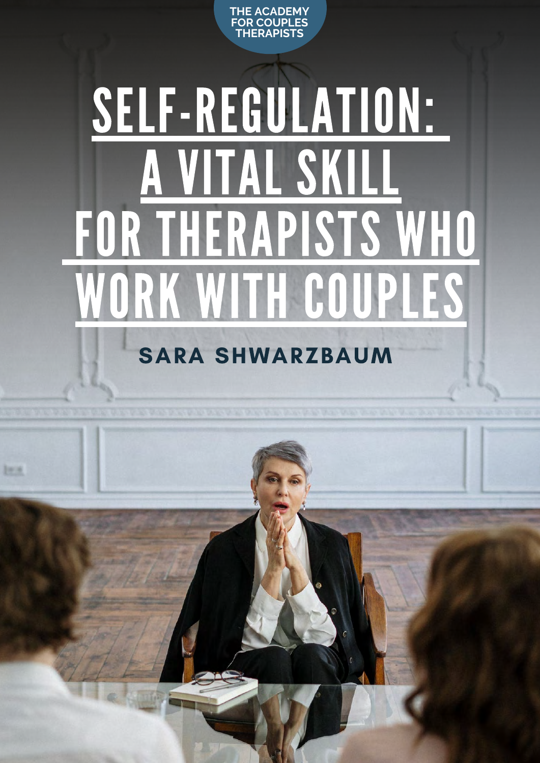THE ACADEMY FOR COUPLES THERAPISTS

# SELF-REGULATION: A VITAL SKILL FOR THERAPISTS WHO WORK WITH COUPLES

**SARA SHWARZBAUM**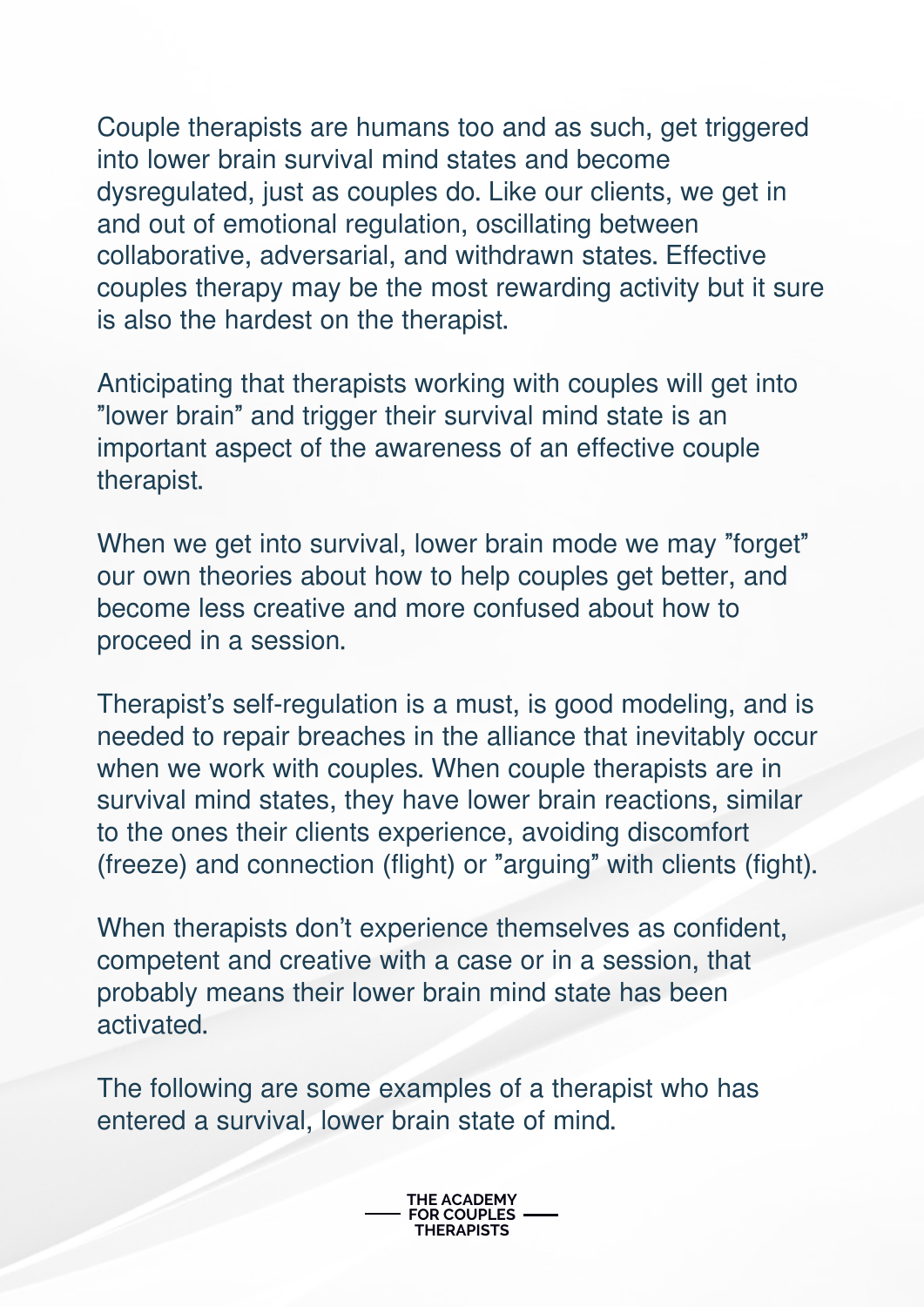Couple therapists are humans too and as such, get triggered into lower brain survival mind states and become dysregulated, just as couples do. Like our clients, we get in and out of emotional regulation, oscillating between collaborative, adversarial, and withdrawn states. Effective couples therapy may be the most rewarding activity but it sure is also the hardest on the therapist.

Anticipating that therapists working with couples will get into ”lower brain” and trigger their survival mind state is an important aspect of the awareness of an effective couple therapist.

When we get into survival, lower brain mode we may ”forget” our own theories about how to help couples get better, and become less creative and more confused about how to proceed in a session.

Therapist’s self-regulation is a must, is good modeling, and is needed to repair breaches in the alliance that inevitably occur when we work with couples. When couple therapists are in survival mind states, they have lower brain reactions, similar to the ones their clients experience, avoiding discomfort (freeze) and connection (flight) or ”arguing” with clients (fight).

When therapists don’t experience themselves as confident, competent and creative with a case or in a session, that probably means their lower brain mind state has been activated.

The following are some examples of a therapist who has entered a survival, lower brain state of mind.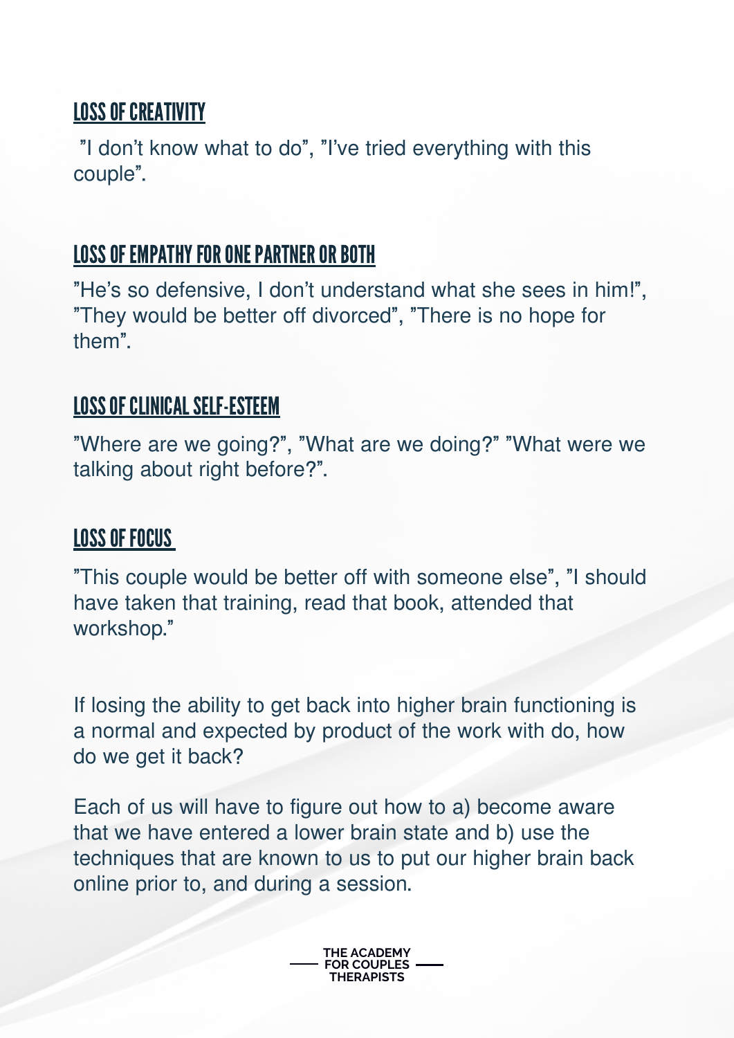## LOSS OF CREATIVITY

"I don't know what to do", "I've tried everything with this couple".

## LOSS OF EMPATHY FOR ONE PARTNER OR BOTH

"He's so defensive, I don't understand what she sees in him!", "They would be better off divorced", "There is no hope for them".

## LOSS OF CLINICAL SELF-ESTEEM

"Where are we going?", "What are we doing?" "What were we talking about right before?".

## LOSS OF FOCUS

"This couple would be better off with someone else", "I should have taken that training, read that book, attended that workshop."

If losing the ability to get back into higher brain functioning is a normal and expected by product of the work with do, how do we get it back?

Each of us will have to figure out how to a) become aware that we have entered a lower brain state and b) use the techniques that are known to us to put our higher brain back online prior to, and during a session.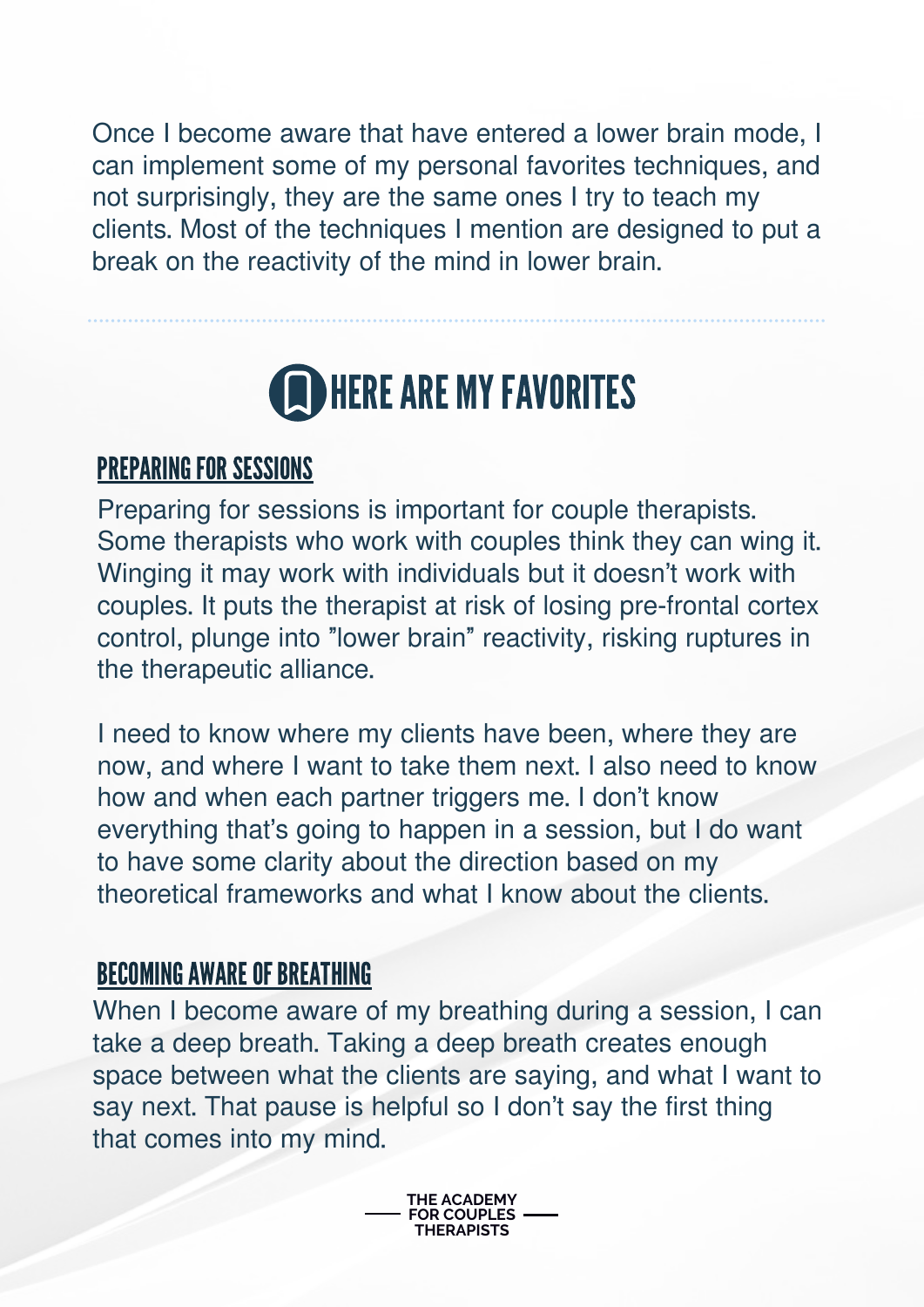Once I become aware that have entered a lower brain mode, I can implement some of my personal favorites techniques, and not surprisingly, they are the same ones I try to teach my clients. Most of the techniques I mention are designed to put a break on the reactivity of the mind in lower brain.

---

## HERE ARE MY FAVORITES

### PREPARING FOR SESSIONS

Preparing for sessions is important for couple therapists. Some therapists who work with couples think they can wing it. Winging it may work with individuals but it doesn't work with couples. It puts the therapist at risk of losing pre-frontal cortex control, plunge into "lower brain" reactivity, risking ruptures in the therapeutic alliance.

I need to know where my clients have been, where they are now, and where I want to take them next. I also need to know how and when each partner triggers me. I don't know everything that's going to happen in a session, but I do want to have some clarity about the direction based on my theoretical frameworks and what I know about the clients.

### BECOMING AWARE OF BREATHING

When I become aware of my breathing during a session, I can take a deep breath. Taking a deep breath creates enough space between what the clients are saying, and what I want to say next. That pause is helpful so I don't say the first thing that comes into my mind.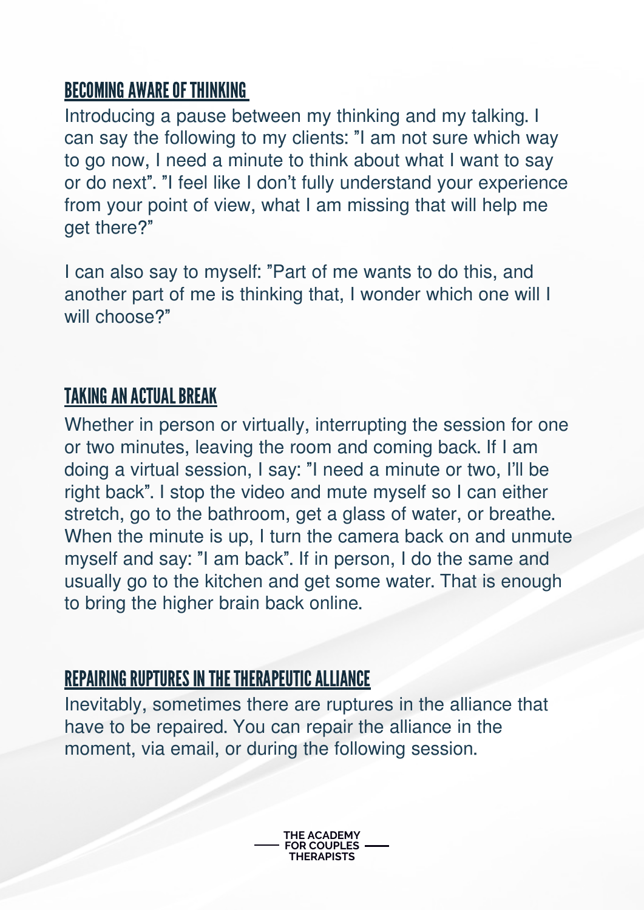## BECOMING AWARE OF THINKING

Introducing a pause between my thinking and my talking. I can say the following to my clients: "I am not sure which way to go now, I need a minute to think about what I want to say or do next". "I feel like I don't fully understand your experience from your point of view, what I am missing that will help me get there?"

I can also say to myself: "Part of me wants to do this, and another part of me is thinking that, I wonder which one will I will choose?"

## TAKING AN ACTUAL BREAK

Whether in person or virtually, interrupting the session for one or two minutes, leaving the room and coming back. If I am doing a virtual session, I say: "I need a minute or two, I'll be right back". I stop the video and mute myself so I can either stretch, go to the bathroom, get a glass of water, or breathe. When the minute is up, I turn the camera back on and unmute myself and say: "I am back". If in person, I do the same and usually go to the kitchen and get some water. That is enough to bring the higher brain back online.

## REPAIRING RUPTURES IN THE THERAPEUTIC ALLIANCE

Inevitably, sometimes there are ruptures in the alliance that have to be repaired. You can repair the alliance in the moment, via email, or during the following session.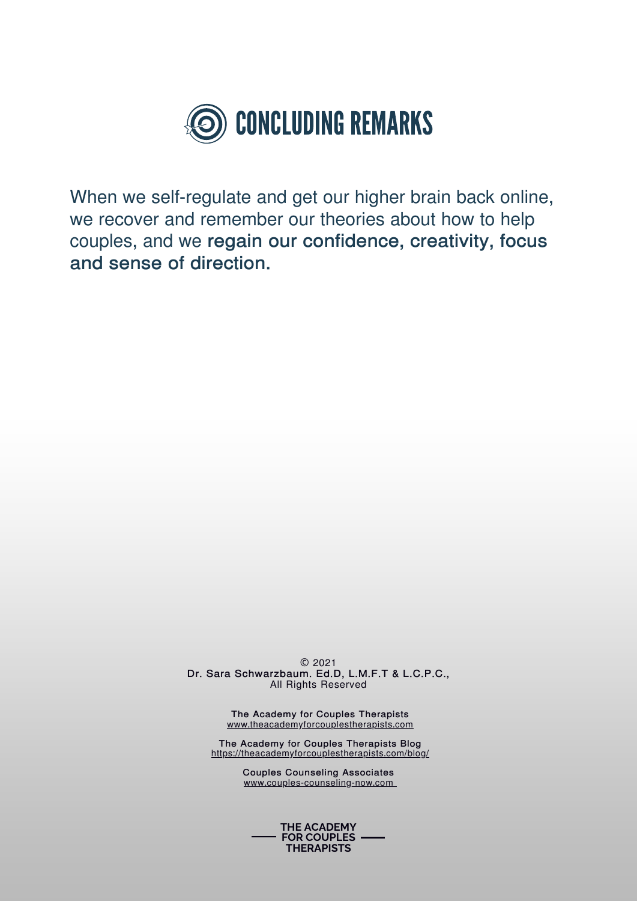# CONCLUDING REMARKS

When we self-regulate and get our higher brain back online, we recover and remember our theories about how to help couples, and we **regain our confidence, creativity, focus and sense of direction.**

© 2021
Dr. Sara Schwarzbaum. Ed.D, L.M.F.T & L.C.P.C.,
All Rights Reserved

The Academy for Couples Therapists
www.theacademyforcouplestherapists.com

The Academy for Couples Therapists Blog
https://theacademyforcouplestherapists.com/blog/

Couples Counseling Associates
www.couples-counseling-now.com

THE ACADEMY FOR COUPLES THERAPISTS